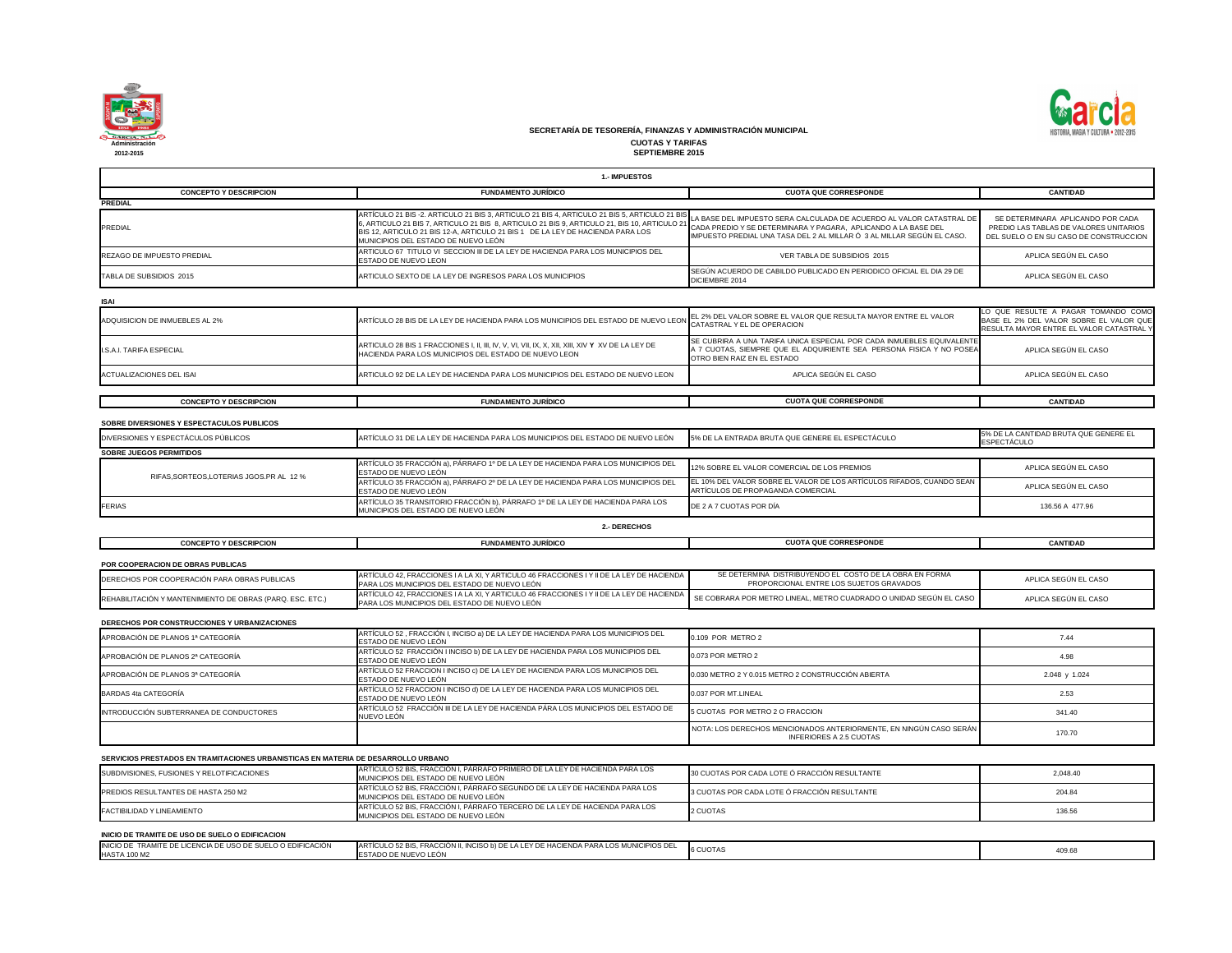**Administración 2012-2015**

## SECRETARÍA DE TESORERÍA, FINANZAS Y ADMINISTRACIÓN MUNICIPAL

### CUOTAS Y TARIFAS
### SEPTIEMBRE 2015

### 1.- IMPUESTOS

| CONCEPTO Y DESCRIPCION | FUNDAMENTO JURÍDICO | CUOTA QUE CORRESPONDE | CANTIDAD |
|---|---|---|---|
| **PREDIAL** | | | |
| PREDIAL | ARTÍCULO 21 BIS -2. ARTICULO 21 BIS 3, ARTICULO 21 BIS 4, ARTICULO 21 BIS 5, ARTICULO 21 BIS 6, ARTICULO 21 BIS 7, ARTICULO 21 BIS 8, ARTICULO 21 BIS 9, ARTICULO 21, BIS 10, ARTICULO 21 BIS 12, ARTICULO 21 BIS 12-A, ARTICULO 21 BIS 1 DE LA LEY DE HACIENDA PARA LOS MUNICIPIOS DEL ESTADO DE NUEVO LEÓN | LA BASE DEL IMPUESTO SERA CALCULADA DE ACUERDO AL VALOR CATASTRAL DE CADA PREDIO Y SE DETERMINARA Y PAGARA, APLICANDO A LA BASE DEL IMPUESTO PREDIAL UNA TASA DEL 2 AL MILLAR Ó 3 AL MILLAR SEGÚN EL CASO. | SE DETERMINARA APLICANDO POR CADA PREDIO LAS TABLAS DE VALORES UNITARIOS DEL SUELO O EN SU CASO DE CONSTRUCCION |
| REZAGO DE IMPUESTO PREDIAL | ARTICULO 67 TITULO VI SECCION III DE LA LEY DE HACIENDA PARA LOS MUNICIPIOS DEL ESTADO DE NUEVO LEON | VER TABLA DE SUBSIDIOS 2015 | APLICA SEGÚN EL CASO |
| TABLA DE SUBSIDIOS 2015 | ARTICULO SEXTO DE LA LEY DE INGRESOS PARA LOS MUNICIPIOS | SEGÚN ACUERDO DE CABILDO PUBLICADO EN PERIODICO OFICIAL EL DIA 29 DE DICIEMBRE 2014 | APLICA SEGÚN EL CASO |

**ISAI**

| CONCEPTO Y DESCRIPCION | FUNDAMENTO JURÍDICO | CUOTA QUE CORRESPONDE | CANTIDAD |
|---|---|---|---|
| ADQUISICION DE INMUEBLES AL 2% | ARTÍCULO 28 BIS DE LA LEY DE HACIENDA PARA LOS MUNICIPIOS DEL ESTADO DE NUEVO LEON | EL 2% DEL VALOR SOBRE EL VALOR QUE RESULTA MAYOR ENTRE EL VALOR CATASTRAL Y EL DE OPERACION | LO QUE RESULTE A PAGAR TOMANDO COMO BASE EL 2% DEL VALOR SOBRE EL VALOR QUE RESULTA MAYOR ENTRE EL VALOR CATASTRAL Y |
| I.S.A.I. TARIFA ESPECIAL | ARTICULO 28 BIS 1 FRACCIONES I, II, III, IV, V, VI, VII, IX, X, XII, XIII, XIV Y XV DE LA LEY DE HACIENDA PARA LOS MUNICIPIOS DEL ESTADO DE NUEVO LEON | SE CUBRIRA A UNA TARIFA UNICA ESPECIAL POR CADA INMUEBLES EQUIVALENTE A 7 CUOTAS, SIEMPRE QUE EL ADQUIRIENTE SEA PERSONA FISICA Y NO POSEA OTRO BIEN RAIZ EN EL ESTADO | APLICA SEGÚN EL CASO |
| ACTUALIZACIONES DEL ISAI | ARTICULO 92 DE LA LEY DE HACIENDA PARA LOS MUNICIPIOS DEL ESTADO DE NUEVO LEON | APLICA SEGÚN EL CASO | APLICA SEGÚN EL CASO |

| CONCEPTO Y DESCRIPCION | FUNDAMENTO JURÍDICO | CUOTA QUE CORRESPONDE | CANTIDAD |
|---|---|---|---|
| **SOBRE DIVERSIONES Y ESPECTACULOS PUBLICOS** | | | |
| DIVERSIONES Y ESPECTÁCULOS PÚBLICOS | ARTÍCULO 31 DE LA LEY DE HACIENDA PARA LOS MUNICIPIOS DEL ESTADO DE NUEVO LEÓN | 5% DE LA ENTRADA BRUTA QUE GENERE EL ESPECTÁCULO | 5% DE LA CANTIDAD BRUTA QUE GENERE EL ESPECTÁCULO |
| **SOBRE JUEGOS PERMITIDOS** | | | |
| RIFAS,SORTEOS,LOTERIAS JGOS.PR AL 12 % | ARTÍCULO 35 FRACCIÓN a), PÁRRAFO 1º DE LA LEY DE HACIENDA PARA LOS MUNICIPIOS DEL ESTADO DE NUEVO LEÓN | 12% SOBRE EL VALOR COMERCIAL DE LOS PREMIOS | APLICA SEGÚN EL CASO |
| | ARTÍCULO 35 FRACCIÓN a), PÁRRAFO 2º DE LA LEY DE HACIENDA PARA LOS MUNICIPIOS DEL ESTADO DE NUEVO LEÓN | EL 10% DEL VALOR SOBRE EL VALOR DE LOS ARTÍCULOS RIFADOS, CUANDO SEAN ARTÍCULOS DE PROPAGANDA COMERCIAL | APLICA SEGÚN EL CASO |
| FERIAS | ARTÍCULO 35 TRANSITORIO FRACCIÓN b), PÁRRAFO 1º DE LA LEY DE HACIENDA PARA LOS MUNICIPIOS DEL ESTADO DE NUEVO LEÓN | DE 2 A 7 CUOTAS POR DÍA | 136.56 A 477.96 |

### 2.- DERECHOS

| CONCEPTO Y DESCRIPCION | FUNDAMENTO JURÍDICO | CUOTA QUE CORRESPONDE | CANTIDAD |
|---|---|---|---|
| **POR COOPERACION DE OBRAS PUBLICAS** | | | |
| DERECHOS POR COOPERACIÓN PARA OBRAS PUBLICAS | ARTÍCULO 42, FRACCIONES I A LA XI, Y ARTICULO 46 FRACCIONES I Y II DE LA LEY DE HACIENDA PARA LOS MUNICIPIOS DEL ESTADO DE NUEVO LEÓN | SE DETERMINA DISTRIBUYENDO EL COSTO DE LA OBRA EN FORMA PROPORCIONAL ENTRE LOS SUJETOS GRAVADOS | APLICA SEGÚN EL CASO |
| REHABILITACIÓN Y MANTENIMIENTO DE OBRAS (PARQ. ESC. ETC.) | ARTÍCULO 42, FRACCIONES I A LA XI, Y ARTICULO 46 FRACCIONES I Y II DE LA LEY DE HACIENDA PARA LOS MUNICIPIOS DEL ESTADO DE NUEVO LEÓN | SE COBRARA POR METRO LINEAL, METRO CUADRADO O UNIDAD SEGÚN EL CASO | APLICA SEGÚN EL CASO |
| **DERECHOS POR CONSTRUCCIONES Y URBANIZACIONES** | | | |
| APROBACIÓN DE PLANOS 1ª CATEGORÍA | ARTÍCULO 52 , FRACCIÓN I, INCISO a) DE LA LEY DE HACIENDA PARA LOS MUNICIPIOS DEL ESTADO DE NUEVO LEÓN | 0.109 POR METRO 2 | 7.44 |
| APROBACIÓN DE PLANOS 2ª CATEGORÍA | ARTÍCULO 52 FRACCIÓN I INCISO b) DE LA LEY DE HACIENDA PARA LOS MUNICIPIOS DEL ESTADO DE NUEVO LEÓN | 0.073 POR METRO 2 | 4.98 |
| APROBACIÓN DE PLANOS 3ª CATEGORÍA | ARTÍCULO 52 FRACCION I INCISO c) DE LA LEY DE HACIENDA PARA LOS MUNICIPIOS DEL ESTADO DE NUEVO LEÓN | 0.030 METRO 2 Y 0.015 METRO 2 CONSTRUCCIÓN ABIERTA | 2.048 y 1.024 |
| BARDAS 4ta CATEGORÍA | ARTÍCULO 52 FRACCION I INCISO d) DE LA LEY DE HACIENDA PARA LOS MUNICIPIOS DEL ESTADO DE NUEVO LEÓN | 0.037 POR MT.LINEAL | 2.53 |
| INTRODUCCIÓN SUBTERRANEA DE CONDUCTORES | ARTÍCULO 52 FRACCIÓN III DE LA LEY DE HACIENDA PÁRA LOS MUNICIPIOS DEL ESTADO DE NUEVO LEÓN | 5 CUOTAS POR METRO 2 O FRACCION | 341.40 |
| | | NOTA: LOS DERECHOS MENCIONADOS ANTERIORMENTE, EN NINGÚN CASO SERÁN INFERIORES A 2.5 CUOTAS | 170.70 |
| **SERVICIOS PRESTADOS EN TRAMITACIONES URBANISTICAS EN MATERIA DE DESARROLLO URBANO** | | | |
| SUBDIVISIONES, FUSIONES Y RELOTIFICACIONES | ARTÍCULO 52 BIS, FRACCIÓN I, PÁRRAFO PRIMERO DE LA LEY DE HACIENDA PARA LOS MUNICIPIOS DEL ESTADO DE NUEVO LEÓN | 30 CUOTAS POR CADA LOTE Ó FRACCIÓN RESULTANTE | 2,048.40 |
| PREDIOS RESULTANTES DE HASTA 250 M2 | ARTÍCULO 52 BIS, FRACCIÓN I, PÁRRAFO SEGUNDO DE LA LEY DE HACIENDA PARA LOS MUNICIPIOS DEL ESTADO DE NUEVO LEÓN | 3 CUOTAS POR CADA LOTE Ó FRACCIÓN RESULTANTE | 204.84 |
| FACTIBILIDAD Y LINEAMIENTO | ARTÍCULO 52 BIS, FRACCIÓN I, PÁRRAFO TERCERO DE LA LEY DE HACIENDA PARA LOS MUNICIPIOS DEL ESTADO DE NUEVO LEÓN | 2 CUOTAS | 136.56 |
| **INICIO DE TRAMITE DE USO DE SUELO O EDIFICACION** | | | |
| INICIO DE TRAMITE DE LICENCIA DE USO DE SUELO O EDIFICACIÓN HASTA 100 M2 | ARTÍCULO 52 BIS, FRACCIÓN II, INCISO b) DE LA LEY DE HACIENDA PARA LOS MUNICIPIOS DEL ESTADO DE NUEVO LEÓN | 6 CUOTAS | 409.68 |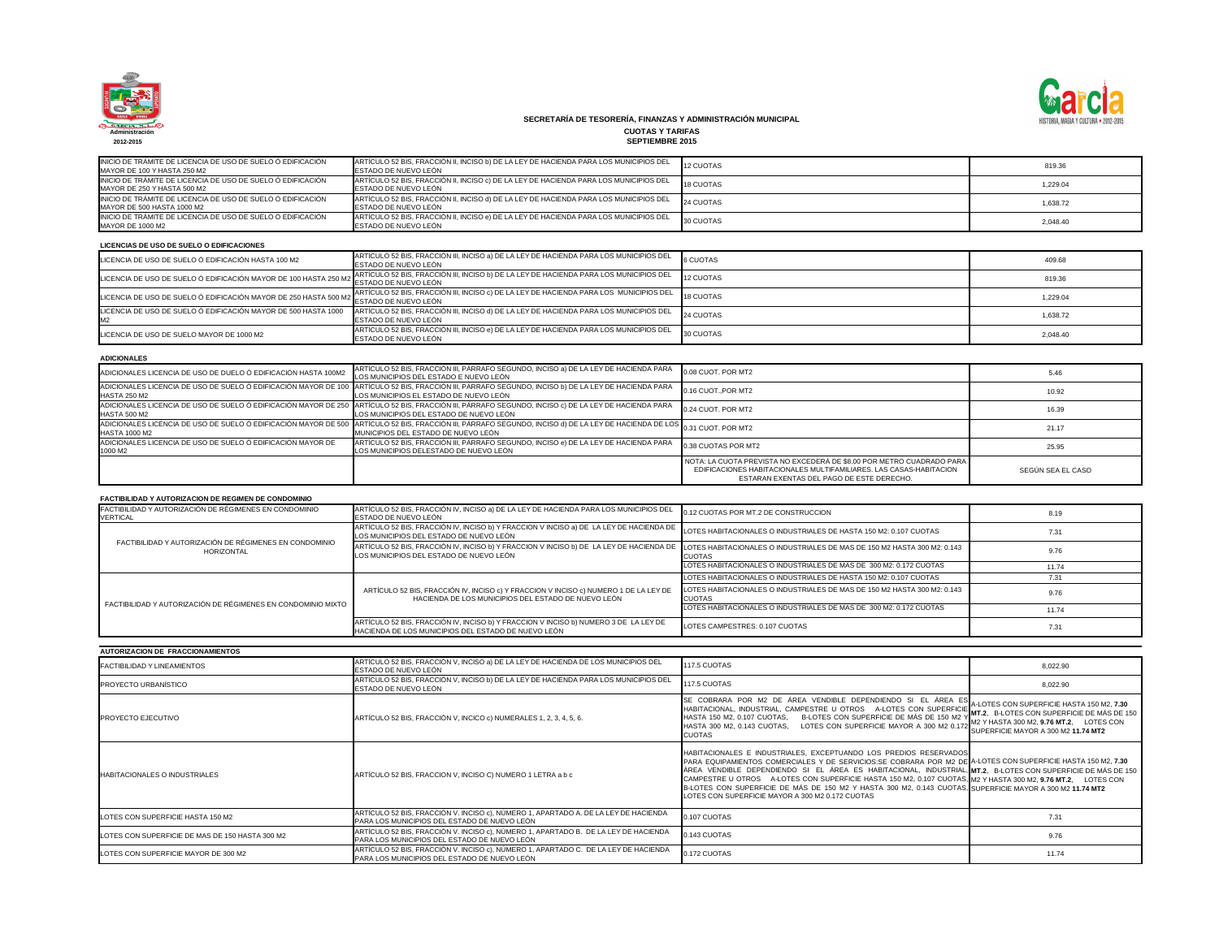**SECRETARÍA DE TESORERÍA, FINANZAS Y ADMINISTRACIÓN MUNICIPAL**

**CUOTAS Y TARIFAS**

**SEPTIEMBRE 2015**

| | | | |
|---|---|---|---|
| INICIO DE TRÁMITE DE LICENCIA DE USO DE SUELO Ó EDIFICACIÓN MAYOR DE 100 Y HASTA 250 M2 | ARTÍCULO 52 BIS, FRACCIÓN II, INCISO b) DE LA LEY DE HACIENDA PARA LOS MUNICIPIOS DEL ESTADO DE NUEVO LEÓN | 12 CUOTAS | 819.36 |
| INICIO DE TRÁMITE DE LICENCIA DE USO DE SUELO Ó EDIFICACIÓN MAYOR DE 250 Y HASTA 500 M2 | ARTÍCULO 52 BIS, FRACCIÓN II, INCISO c) DE LA LEY DE HACIENDA PARA LOS MUNICIPIOS DEL ESTADO DE NUEVO LEÓN | 18 CUOTAS | 1,229.04 |
| INICIO DE TRÁMITE DE LICENCIA DE USO DE SUELO Ó EDIFICACIÓN MAYOR DE 500 HASTA 1000 M2 | ARTÍCULO 52 BIS, FRACCIÓN II, INCISO d) DE LA LEY DE HACIENDA PARA LOS MUNICIPIOS DEL ESTADO DE NUEVO LEÓN | 24 CUOTAS | 1,638.72 |
| INICIO DE TRÁMITE DE LICENCIA DE USO DE SUELO Ó EDIFICACIÓN MAYOR DE 1000 M2 | ARTÍCULO 52 BIS, FRACCIÓN II, INCISO e) DE LA LEY DE HACIENDA PARA LOS MUNICIPIOS DEL ESTADO DE NUEVO LEÓN | 30 CUOTAS | 2,048.40 |

**LICENCIAS DE USO DE SUELO O EDIFICACIONES**

| | | | |
|---|---|---|---|
| LICENCIA DE USO DE SUELO Ó EDIFICACIÓN HASTA 100 M2 | ARTÍCULO 52 BIS, FRACCIÓN III, INCISO a) DE LA LEY DE HACIENDA PARA LOS MUNICIPIOS DEL ESTADO DE NUEVO LEÓN | 6 CUOTAS | 409.68 |
| LICENCIA DE USO DE SUELO Ó EDIFICACIÓN MAYOR DE 100 HASTA 250 M2 | ARTÍCULO 52 BIS, FRACCIÓN III, INCISO b) DE LA LEY DE HACIENDA PARA LOS MUNICIPIOS DEL ESTADO DE NUEVO LEÓN | 12 CUOTAS | 819.36 |
| LICENCIA DE USO DE SUELO Ó EDIFICACIÓN MAYOR DE 250 HASTA 500 M2 | ARTÍCULO 52 BIS, FRACCIÓN III, INCISO c) DE LA LEY DE HACIENDA PARA LOS MUNICIPIOS DEL ESTADO DE NUEVO LEÓN | 18 CUOTAS | 1,229.04 |
| LICENCIA DE USO DE SUELO Ó EDIFICACIÓN MAYOR DE 500 HASTA 1000 M2 | ARTÍCULO 52 BIS, FRACCIÓN III, INCISO d) DE LA LEY DE HACIENDA PARA LOS MUNICIPIOS DEL ESTADO DE NUEVO LEÓN | 24 CUOTAS | 1,638.72 |
| LICENCIA DE USO DE SUELO MAYOR DE 1000 M2 | ARTÍCULO 52 BIS, FRACCIÓN III, INCISO e) DE LA LEY DE HACIENDA PARA LOS MUNICIPIOS DEL ESTADO DE NUEVO LEÓN | 30 CUOTAS | 2,048.40 |

**ADICIONALES**

| | | | |
|---|---|---|---|
| ADICIONALES LICENCIA DE USO DE DUELO Ó EDIFICACIÓN HASTA 100M2 | ARTÍCULO 52 BIS, FRACCIÓN III, PÁRRAFO SEGUNDO, INCISO a) DE LA LEY DE HACIENDA PARA LOS MUNICIPIOS DEL ESTADO E NUEVO LEÓN | 0.08 CUOT. POR MT2 | 5.46 |
| ADICIONALES LICENCIA DE USO DE SUELO Ó EDIFICACIÓN MAYOR DE 100 HASTA 250 M2 | ARTÍCULO 52 BIS, FRACCIÓN III, PÁRRAFO SEGUNDO, INCISO b) DE LA LEY DE HACIENDA PARA LOS MUNICIPIOS EL ESTADO DE NUEVO LEÓN | 0.16 CUOT.,POR MT2 | 10.92 |
| ADICIONALES LICENCIA DE USO DE SUELO Ó EDIFICACIÓN MAYOR DE 250 HASTA 500 M2 | ARTÍCULO 52 BIS, FRACCIÓN III, PÁRRAFO SEGUNDO, INCISO c) DE LA LEY DE HACIENDA PARA LOS MUNICIPIOS DEL ESTADO DE NUEVO LEÓN | 0.24 CUOT. POR MT2 | 16.39 |
| ADICIONALES LICENCIA DE USO DE SUELO Ó EDIFICACIÓN MAYOR DE 500 HASTA 1000 M2 | ARTÍCULO 52 BIS, FRACCIÓN III, PÁRRAFO SEGUNDO, INCISO d) DE LA LEY DE HACIENDA DE LOS MUNICIPIOS DEL ESTADO DE NUEVO LEÓN | 0.31 CUOT. POR MT2 | 21.17 |
| ADICIONALES LICENCIA DE USO DE SUELO Ó EDIFICACIÓN MAYOR DE 1000 M2 | ARTÍCULO 52 BIS, FRACCIÓN III, PÁRRAFO SEGUNDO, INCISO e) DE LA LEY DE HACIENDA PARA LOS MUNICIPIOS DELESTADO DE NUEVO LEÓN | 0.38 CUOTAS POR MT2 | 25.95 |
| | | NOTA: LA CUOTA PREVISTA NO EXCEDERÁ DE $8.00 POR METRO CUADRADO PARA EDIFICACIONES HABITACIONALES MULTIFAMILIARES. LAS CASAS-HABITACION ESTARAN EXENTAS DEL PAGO DE ESTE DERECHO. | SEGÚN SEA EL CASO |

**FACTIBILIDAD Y AUTORIZACION DE REGIMEN DE CONDOMINIO**

| | | | |
|---|---|---|---|
| FACTIBILIDAD Y AUTORIZACIÓN DE RÉGIMENES EN CONDOMINIO VERTICAL | ARTÍCULO 52 BIS, FRACCIÓN IV, INCISO a) DE LA LEY DE HACIENDA PARA LOS MUNICIPIOS DEL ESTADO DE NUEVO LEÓN | 0.12 CUOTAS POR MT.2 DE CONSTRUCCION | 8.19 |
| FACTIBILIDAD Y AUTORIZACIÓN DE RÉGIMENES EN CONDOMINIO HORIZONTAL | ARTÍCULO 52 BIS, FRACCIÓN IV, INCISO b) Y FRACCION V INCISO a) DE LA LEY DE HACIENDA DE LOS MUNICIPIOS DEL ESTADO DE NUEVO LEÓN | LOTES HABITACIONALES O INDUSTRIALES DE HASTA 150 M2: 0.107 CUOTAS | 7.31 |
| | ARTÍCULO 52 BIS, FRACCIÓN IV, INCISO b) Y FRACCION V INCISO b) DE LA LEY DE HACIENDA DE LOS MUNICIPIOS DEL ESTADO DE NUEVO LEÓN | LOTES HABITACIONALES O INDUSTRIALES DE MAS DE 150 M2 HASTA 300 M2: 0.143 CUOTAS | 9.76 |
| | | LOTES HABITACIONALES O INDUSTRIALES DE MAS DE 300 M2: 0.172 CUOTAS | 11.74 |
| FACTIBILIDAD Y AUTORIZACIÓN DE RÉGIMENES EN CONDOMINIO MIXTO | ARTÍCULO 52 BIS, FRACCIÓN IV, INCISO c) Y FRACCION V INCISO c) NUMERO 1 DE LA LEY DE HACIENDA DE LOS MUNICIPIOS DEL ESTADO DE NUEVO LEÓN | LOTES HABITACIONALES O INDUSTRIALES DE HASTA 150 M2: 0.107 CUOTAS | 7.31 |
| | | LOTES HABITACIONALES O INDUSTRIALES DE MAS DE 150 M2 HASTA 300 M2: 0.143 CUOTAS | 9.76 |
| | | LOTES HABITACIONALES O INDUSTRIALES DE MAS DE 300 M2: 0.172 CUOTAS | 11.74 |
| | ARTÍCULO 52 BIS, FRACCIÓN IV, INCISO b) Y FRACCION V INCISO b) NUMERO 3 DE LA LEY DE HACIENDA DE LOS MUNICIPIOS DEL ESTADO DE NUEVO LEÓN | LOTES CAMPESTRES: 0.107 CUOTAS | 7.31 |

**AUTORIZACION DE FRACCIONAMIENTOS**

| | | | |
|---|---|---|---|
| FACTIBILIDAD Y LINEAMIENTOS | ARTÍCULO 52 BIS, FRACCIÓN V, INCISO a) DE LA LEY DE HACIENDA DE LOS MUNICIPIOS DEL ESTADO DE NUEVO LEÓN | 117.5 CUOTAS | 8,022.90 |
| PROYECTO URBANÍSTICO | ARTÍCULO 52 BIS, FRACCIÓN V, INCISO b) DE LA LEY DE HACIENDA PARA LOS MUNICIPIOS DEL ESTADO DE NUEVO LEÓN | 117.5 CUOTAS | 8,022.90 |
| PROYECTO EJECUTIVO | ARTÍCULO 52 BIS, FRACCIÓN V, INCICO c) NUMERALES 1, 2, 3, 4, 5, 6. | SE COBRARA POR M2 DE ÁREA VENDIBLE DEPENDIENDO SI EL ÁREA ES HABITACIONAL, INDUSTRIAL, CAMPESTRE U OTROS A-LOTES CON SUPERFICIE HASTA 150 M2, 0.107 CUOTAS, B-LOTES CON SUPERFICIE DE MÁS DE 150 M2 Y HASTA 300 M2, 0.143 CUOTAS, LOTES CON SUPERFICIE MAYOR A 300 M2 0.172 CUOTAS | A-LOTES CON SUPERFICIE HASTA 150 M2, **7.30 MT.2**, B-LOTES CON SUPERFICIE DE MÁS DE 150 M2 Y HASTA 300 M2, **9.76 MT.2**, LOTES CON SUPERFICIE MAYOR A 300 M2 **11.74 MT2** |
| HABITACIONALES O INDUSTRIALES | ARTÍCULO 52 BIS, FRACCION V, INCISO C) NUMERO 1 LETRA a b c | HABITACIONALES E INDUSTRIALES, EXCEPTUANDO LOS PREDIOS RESERVADOS PARA EQUIPAMIENTOS COMERCIALES Y DE SERVICIOS;SE COBRARA POR M2 DE ÁREA VENDIBLE DEPENDIENDO SI EL ÁREA ES HABITACIONAL, INDUSTRIAL, CAMPESTRE U OTROS A-LOTES CON SUPERFICIE HASTA 150 M2, 0.107 CUOTAS, B-LOTES CON SUPERFICIE DE MÁS DE 150 M2 Y HASTA 300 M2, 0.143 CUOTAS, LOTES CON SUPERFICIE MAYOR A 300 M2 0.172 CUOTAS | A-LOTES CON SUPERFICIE HASTA 150 M2, **7.30 MT.2**, B-LOTES CON SUPERFICIE DE MÁS DE 150 M2 Y HASTA 300 M2, **9.76 MT.2**, LOTES CON SUPERFICIE MAYOR A 300 M2 **11.74 MT2** |
| LOTES CON SUPERFICIE HASTA 150 M2 | ARTÍCULO 52 BIS, FRACCIÓN V. INCISO c), NÚMERO 1, APARTADO A. DE LA LEY DE HACIENDA PARA LOS MUNICIPIOS DEL ESTADO DE NUEVO LEÓN | 0.107 CUOTAS | 7.31 |
| LOTES CON SUPERFICIE DE MAS DE 150 HASTA 300 M2 | ARTÍCULO 52 BIS, FRACCIÓN V. INCISO c), NÚMERO 1, APARTADO B. DE LA LEY DE HACIENDA PARA LOS MUNICIPIOS DEL ESTADO DE NUEVO LEÓN | 0.143 CUOTAS | 9.76 |
| LOTES CON SUPERFICIE MAYOR DE 300 M2 | ARTÍCULO 52 BIS, FRACCIÓN V. INCISO c), NÚMERO 1, APARTADO C. DE LA LEY DE HACIENDA PARA LOS MUNICIPIOS DEL ESTADO DE NUEVO LEÓN | 0.172 CUOTAS | 11.74 |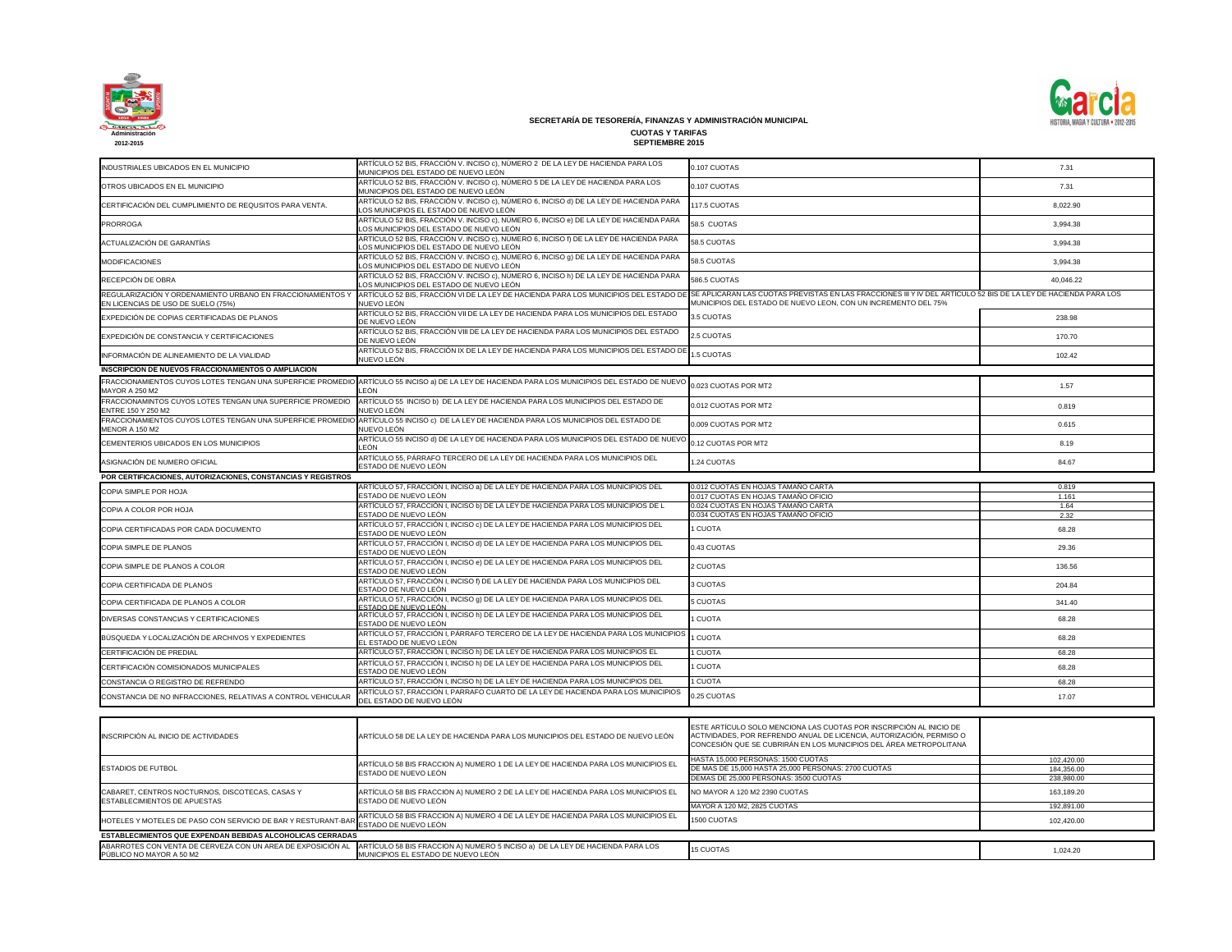**SECRETARÍA DE TESORERÍA, FINANZAS Y ADMINISTRACIÓN MUNICIPAL**

**CUOTAS Y TARIFAS**

**SEPTIEMBRE 2015**

| | | | |
|---|---|---|---|
| INDUSTRIALES UBICADOS EN EL MUNICIPIO | ARTÍCULO 52 BIS, FRACCIÓN V. INCISO c), NÚMERO 2 DE LA LEY DE HACIENDA PARA LOS MUNICIPIOS DEL ESTADO DE NUEVO LEÓN | 0.107 CUOTAS | 7.31 |
| OTROS UBICADOS EN EL MUNICIPIO | ARTÍCULO 52 BIS, FRACCIÓN V. INCISO c), NÚMERO 5 DE LA LEY DE HACIENDA PARA LOS MUNICIPIOS DEL ESTADO DE NUEVO LEÓN | 0.107 CUOTAS | 7.31 |
| CERTIFICACIÓN DEL CUMPLIMIENTO DE REQUSITOS PARA VENTA. | ARTÍCULO 52 BIS, FRACCIÓN V. INCISO c), NÚMERO 6, INCISO d) DE LA LEY DE HACIENDA PARA LOS MUNICIPIOS EL ESTADO DE NUEVO LEÓN | 117.5 CUOTAS | 8,022.90 |
| PRORROGA | ARTÍCULO 52 BIS, FRACCIÓN V. INCISO c), NÚMERO 6, INCISO e) DE LA LEY DE HACIENDA PARA LOS MUNICIPIOS DEL ESTADO DE NUEVO LEÓN | 58.5 CUOTAS | 3,994.38 |
| ACTUALIZACIÓN DE GARANTÍAS | ARTÍCULO 52 BIS, FRACCIÓN V. INCISO c), NÚMERO 6, INCISO f) DE LA LEY DE HACIENDA PARA LOS MUNICIPIOS DEL ESTADO DE NUEVO LEÓN | 58.5 CUOTAS | 3,994.38 |
| MODIFICACIONES | ARTÍCULO 52 BIS, FRACCIÓN V. INCISO c), NÚMERO 6, INCISO g) DE LA LEY DE HACIENDA PARA LOS MUNICIPIOS DEL ESTADO DE NUEVO LEÓN | 58.5 CUOTAS | 3,994.38 |
| RECEPCIÓN DE OBRA | ARTÍCULO 52 BIS, FRACCIÓN V. INCISO c), NÚMERO 6, INCISO h) DE LA LEY DE HACIENDA PARA LOS MUNICIPIOS DEL ESTADO DE NUEVO LEÓN | 586.5 CUOTAS | 40,046.22 |
| REGULARIZACIÓN Y ORDENAMIENTO URBANO EN FRACCIONAMIENTOS Y EN LICENCIAS DE USO DE SUELO (75%) | ARTÍCULO 52 BIS, FRACCIÓN VI DE LA LEY DE HACIENDA PARA LOS MUNICIPIOS DEL ESTADO DE NUEVO LEÓN | SE APLICARAN LAS CUOTAS PREVISTAS EN LAS FRACCIONES III Y IV DEL ARTÍCULO 52 BIS DE LA LEY DE HACIENDA PARA LOS MUNICIPIOS DEL ESTADO DE NUEVO LEON, CON UN INCREMENTO DEL 75% | |
| EXPEDICIÓN DE COPIAS CERTIFICADAS DE PLANOS | ARTÍCULO 52 BIS, FRACCIÓN VII DE LA LEY DE HACIENDA PARA LOS MUNICIPIOS DEL ESTADO DE NUEVO LEÓN | 3.5 CUOTAS | 238.98 |
| EXPEDICIÓN DE CONSTANCIA Y CERTIFICACIONES | ARTÍCULO 52 BIS, FRACCIÓN VIII DE LA LEY DE HACIENDA PARA LOS MUNICIPIOS DEL ESTADO DE NUEVO LEÓN | 2.5 CUOTAS | 170.70 |
| INFORMACIÓN DE ALINEAMIENTO DE LA VIALIDAD | ARTÍCULO 52 BIS, FRACCIÓN IX DE LA LEY DE HACIENDA PARA LOS MUNICIPIOS DEL ESTADO DE NUEVO LEÓN | 1.5 CUOTAS | 102.42 |
| **INSCRIPCION DE NUEVOS FRACCIONAMIENTOS O AMPLIACION** | | | |
| FRACCIONAMIENTOS CUYOS LOTES TENGAN UNA SUPERFICIE PROMEDIO MAYOR A 250 M2 | ARTÍCULO 55 INCISO a) DE LA LEY DE HACIENDA PARA LOS MUNICIPIOS DEL ESTADO DE NUEVO LEÓN | 0.023 CUOTAS POR MT2 | 1.57 |
| FRACCIONAMINTOS CUYOS LOTES TENGAN UNA SUPERFICIE PROMEDIO ENTRE 150 Y 250 M2 | ARTÍCULO 55 INCISO b) DE LA LEY DE HACIENDA PARA LOS MUNICIPIOS DEL ESTADO DE NUEVO LEÓN | 0.012 CUOTAS POR MT2 | 0.819 |
| FRACCIONAMIENTOS CUYOS LOTES TENGAN UNA SUPERFICIE PROMEDIO MENOR A 150 M2 | ARTÍCULO 55 INCISO c) DE LA LEY DE HACIENDA PARA LOS MUNICIPIOS DEL ESTADO DE NUEVO LEÓN | 0.009 CUOTAS POR MT2 | 0.615 |
| CEMENTERIOS UBICADOS EN LOS MUNICIPIOS | ARTÍCULO 55 INCISO d) DE LA LEY DE HACIENDA PARA LOS MUNICIPIOS DEL ESTADO DE NUEVO LEÓN | 0.12 CUOTAS POR MT2 | 8.19 |
| ASIGNACIÓN DE NUMERO OFICIAL | ARTÍCULO 55, PÁRRAFO TERCERO DE LA LEY DE HACIENDA PARA LOS MUNICIPIOS DEL ESTADO DE NUEVO LEÓN | 1.24 CUOTAS | 84.67 |
| **POR CERTIFICACIONES, AUTORIZACIONES, CONSTANCIAS Y REGISTROS** | | | |
| COPIA SIMPLE POR HOJA | ARTÍCULO 57, FRACCIÓN I, INCISO a) DE LA LEY DE HACIENDA PARA LOS MUNICIPIOS DEL ESTADO DE NUEVO LEÓN | 0.012 CUOTAS EN HOJAS TAMAÑO CARTA | 0.819 |
| | | 0.017 CUOTAS EN HOJAS TAMAÑO OFICIO | 1.161 |
| COPIA A COLOR POR HOJA | ARTÍCULO 57, FRACCIÓN I, INCISO b) DE LA LEY DE HACIENDA PARA LOS MUNICIPIOS DE L ESTADO DE NUEVO LEÓN | 0.024 CUOTAS EN HOJAS TAMAÑO CARTA | 1.64 |
| | | 0.034 CUOTAS EN HOJAS TAMAÑO OFICIO | 2.32 |
| COPIA CERTIFICADAS POR CADA DOCUMENTO | ARTÍCULO 57, FRACCIÓN I, INCISO c) DE LA LEY DE HACIENDA PARA LOS MUNICIPIOS DEL ESTADO DE NUEVO LEÓN | 1 CUOTA | 68.28 |
| COPIA SIMPLE DE PLANOS | ARTÍCULO 57, FRACCIÓN I, INCISO d) DE LA LEY DE HACIENDA PARA LOS MUNICIPIOS DEL ESTADO DE NUEVO LEÓN | 0.43 CUOTAS | 29.36 |
| COPIA SIMPLE DE PLANOS A COLOR | ARTÍCULO 57, FRACCIÓN I, INCISO e) DE LA LEY DE HACIENDA PARA LOS MUNICIPIOS DEL ESTADO DE NUEVO LEÓN | 2 CUOTAS | 136.56 |
| COPIA CERTIFICADA DE PLANOS | ARTÍCULO 57, FRACCIÓN I, INCISO f) DE LA LEY DE HACIENDA PARA LOS MUNICIPIOS DEL ESTADO DE NUEVO LEÓN | 3 CUOTAS | 204.84 |
| COPIA CERTIFICADA DE PLANOS A COLOR | ARTÍCULO 57, FRACCIÓN I, INCISO g) DE LA LEY DE HACIENDA PARA LOS MUNICIPIOS DEL ESTADO DE NUEVO LEÓN | 5 CUOTAS | 341.40 |
| DIVERSAS CONSTANCIAS Y CERTIFICACIONES | ARTÍCULO 57, FRACCIÓN I, INCISO h) DE LA LEY DE HACIENDA PARA LOS MUNICIPIOS DEL ESTADO DE NUEVO LEÓN | 1 CUOTA | 68.28 |
| BÚSQUEDA Y LOCALIZACIÓN DE ARCHIVOS Y EXPEDIENTES | ARTÍCULO 57, FRACCIÓN I, PÁRRAFO TERCERO DE LA LEY DE HACIENDA PARA LOS MUNICIPIOS EL ESTADO DE NUEVO LEÓN | 1 CUOTA | 68.28 |
| CERTIFICACIÓN DE PREDIAL | ARTÍCULO 57, FRACCIÓN I, INCISO h) DE LA LEY DE HACIENDA PARA LOS MUNICIPIOS EL | 1 CUOTA | 68.28 |
| CERTIFICACIÓN COMISIONADOS MUNICIPALES | ARTÍCULO 57, FRACCIÓN I, INCISO h) DE LA LEY DE HACIENDA PARA LOS MUNICIPIOS DEL ESTADO DE NUEVO LEÓN | 1 CUOTA | 68.28 |
| CONSTANCIA O REGISTRO DE REFRENDO | ARTÍCULO 57, FRACCIÓN I, INCISO h) DE LA LEY DE HACIENDA PARA LOS MUNICIPIOS DEL | 1 CUOTA | 68.28 |
| CONSTANCIA DE NO INFRACCIONES, RELATIVAS A CONTROL VEHICULAR | ARTÍCULO 57, FRACCIÓN I, PARRAFO CUARTO DE LA LEY DE HACIENDA PARA LOS MUNICIPIOS DEL ESTADO DE NUEVO LEÓN | 0.25 CUOTAS | 17.07 |

| | | | |
|---|---|---|---|
| INSCRIPCIÓN AL INICIO DE ACTIVIDADES | ARTÍCULO 58 DE LA LEY DE HACIENDA PARA LOS MUNICIPIOS DEL ESTADO DE NUEVO LEÓN | ESTE ARTÍCULO SOLO MENCIONA LAS CUOTAS POR INSCRIPCIÓN AL INICIO DE ACTIVIDADES, POR REFRENDO ANUAL DE LICENCIA, AUTORIZACIÓN, PERMISO O CONCESIÓN QUE SE CUBRIRÁN EN LOS MUNICIPIOS DEL ÁREA METROPOLITANA | |
| ESTADIOS DE FUTBOL | ARTÍCULO 58 BIS FRACCION A) NUMERO 1 DE LA LEY DE HACIENDA PARA LOS MUNICIPIOS EL ESTADO DE NUEVO LEÓN | HASTA 15,000 PERSONAS: 1500 CUOTAS | 102,420.00 |
| | | DE MAS DE 15,000 HASTA 25,000 PERSONAS: 2700 CUOTAS | 184,356.00 |
| | | DEMAS DE 25,000 PERSONAS: 3500 CUOTAS | 238,980.00 |
| CABARET, CENTROS NOCTURNOS, DISCOTECAS, CASAS Y ESTABLECIMIENTOS DE APUESTAS | ARTÍCULO 58 BIS FRACCION A) NUMERO 2 DE LA LEY DE HACIENDA PARA LOS MUNICIPIOS EL ESTADO DE NUEVO LEÓN | NO MAYOR A 120 M2 2390 CUOTAS | 163,189.20 |
| | | MAYOR A 120 M2, 2825 CUOTAS | 192,891.00 |
| HOTELES Y MOTELES DE PASO CON SERVICIO DE BAR Y RESTURANT-BAR | ARTÍCULO 58 BIS FRACCION A) NUMERO 4 DE LA LEY DE HACIENDA PARA LOS MUNICIPIOS EL ESTADO DE NUEVO LEÓN | 1500 CUOTAS | 102,420.00 |
| **ESTABLECIMIENTOS QUE EXPENDAN BEBIDAS ALCOHOLICAS CERRADAS** | | | |
| ABARROTES CON VENTA DE CERVEZA CON UN AREA DE EXPOSICIÓN AL PÚBLICO NO MAYOR A 50 M2 | ARTÍCULO 58 BIS FRACCION A) NUMERO 5 INCISO a) DE LA LEY DE HACIENDA PARA LOS MUNICIPIOS EL ESTADO DE NUEVO LEÓN | 15 CUOTAS | 1,024.20 |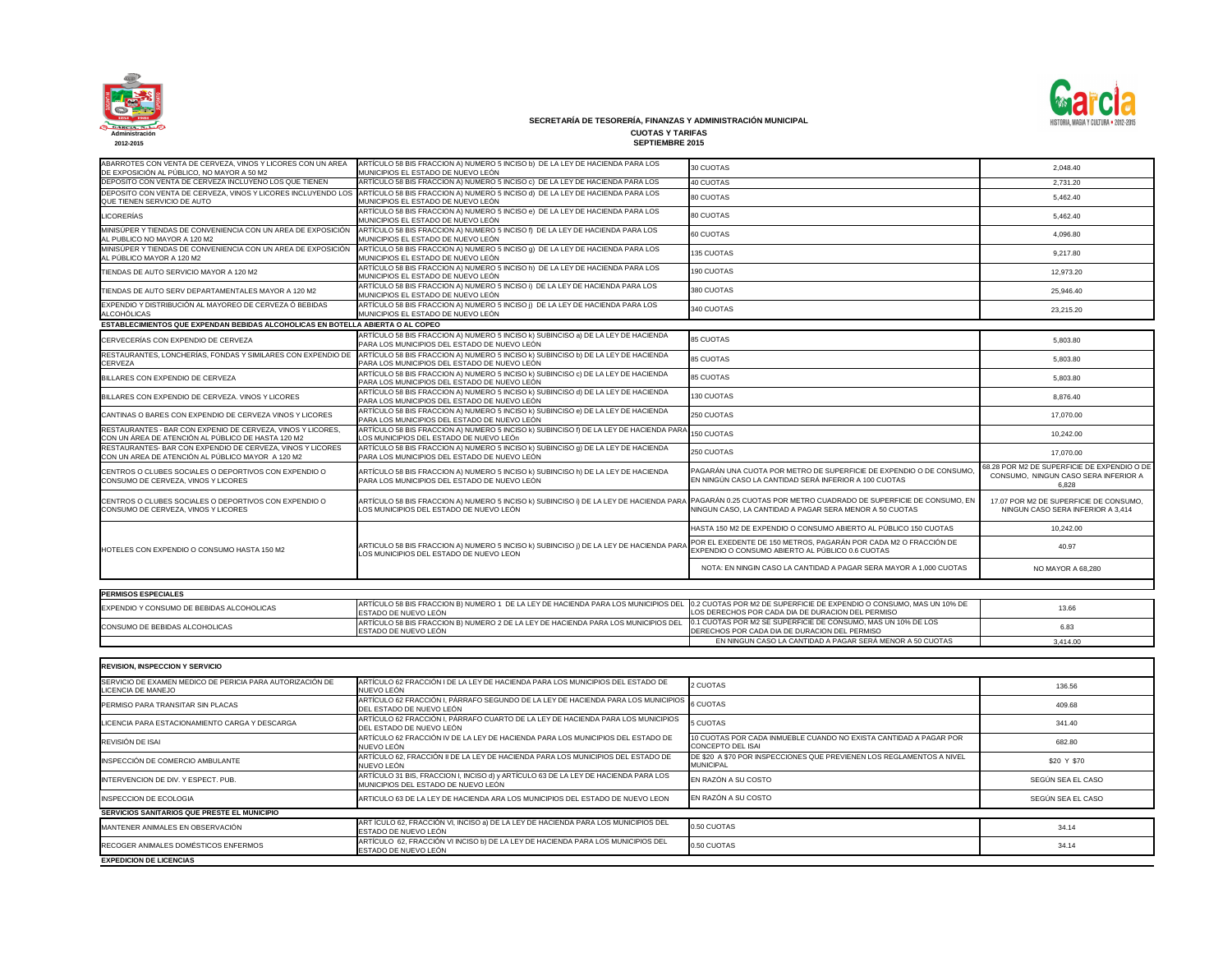**SECRETARÍA DE TESORERÍA, FINANZAS Y ADMINISTRACIÓN MUNICIPAL**

**CUOTAS Y TARIFAS**

**SEPTIEMBRE 2015**

| | | | |
|---|---|---|---|
| ABARROTES CON VENTA DE CERVEZA, VINOS Y LICORES CON UN AREA DE EXPOSICIÓN AL PÚBLICO, NO MAYOR A 50 M2 | ARTÍCULO 58 BIS FRACCION A) NUMERO 5 INCISO b) DE LA LEY DE HACIENDA PARA LOS MUNICIPIOS EL ESTADO DE NUEVO LEÓN | 30 CUOTAS | 2,048.40 |
| DEPOSITO CON VENTA DE CERVEZA INCLUYENO LOS QUE TIENEN | ARTÍCULO 58 BIS FRACCION A) NUMERO 5 INCISO c) DE LA LEY DE HACIENDA PARA LOS | 40 CUOTAS | 2,731.20 |
| DEPOSITO CON VENTA DE CERVEZA, VINOS Y LICORES INCLUYENDO LOS QUE TIENEN SERVICIO DE AUTO | ARTÍCULO 58 BIS FRACCION A) NUMERO 5 INCISO d) DE LA LEY DE HACIENDA PARA LOS MUNICIPIOS EL ESTADO DE NUEVO LEÓN | 80 CUOTAS | 5,462.40 |
| LICORERÍAS | ARTÍCULO 58 BIS FRACCION A) NUMERO 5 INCISO e) DE LA LEY DE HACIENDA PARA LOS MUNICIPIOS EL ESTADO DE NUEVO LEÓN | 80 CUOTAS | 5,462.40 |
| MINISÚPER Y TIENDAS DE CONVENIENCIA CON UN AREA DE EXPOSICIÓN AL PÚBLICO NO MAYOR A 120 M2 | ARTÍCULO 58 BIS FRACCION A) NUMERO 5 INCISO f) DE LA LEY DE HACIENDA PARA LOS MUNICIPIOS EL ESTADO DE NUEVO LEÓN | 60 CUOTAS | 4,096.80 |
| MINISÚPER Y TIENDAS DE CONVENIENCIA CON UN AREA DE EXPOSICIÓN AL PÚBLICO MAYOR A 120 M2 | ARTÍCULO 58 BIS FRACCION A) NUMERO 5 INCISO g) DE LA LEY DE HACIENDA PARA LOS MUNICIPIOS EL ESTADO DE NUEVO LEÓN | 135 CUOTAS | 9,217.80 |
| TIENDAS DE AUTO SERVICIO MAYOR A 120 M2 | ARTÍCULO 58 BIS FRACCION A) NUMERO 5 INCISO h) DE LA LEY DE HACIENDA PARA LOS MUNICIPIOS EL ESTADO DE NUEVO LEÓN | 190 CUOTAS | 12,973.20 |
| TIENDAS DE AUTO SERV DEPARTAMENTALES MAYOR A 120 M2 | ARTÍCULO 58 BIS FRACCION A) NUMERO 5 INCISO i) DE LA LEY DE HACIENDA PARA LOS MUNICIPIOS EL ESTADO DE NUEVO LEÓN | 380 CUOTAS | 25,946.40 |
| EXPENDIO Y DISTRIBUCIÓN AL MAYOREO DE CERVEZA Ó BEBIDAS ALCOHÓLICAS | ARTÍCULO 58 BIS FRACCION A) NUMERO 5 INCISO j) DE LA LEY DE HACIENDA PARA LOS MUNICIPIOS EL ESTADO DE NUEVO LEÓN | 340 CUOTAS | 23,215.20 |
| **ESTABLECIEMIENTOS QUE EXPENDAN BEBIDAS ALCOHOLICAS EN BOTELLA ABIERTA O AL COPEO** | | | |
| CERVECERÍAS CON EXPENDIO DE CERVEZA | ARTÍCULO 58 BIS FRACCION A) NUMERO 5 INCISO k) SUBINCISO a) DE LA LEY DE HACIENDA PARA LOS MUNICIPIOS DEL ESTADO DE NUEVO LEÓN | 85 CUOTAS | 5,803.80 |
| RESTAURANTES, LONCHERÍAS, FONDAS Y SIMILARES CON EXPENDIO DE CERVEZA | ARTÍCULO 58 BIS FRACCION A) NUMERO 5 INCISO k) SUBINCISO b) DE LA LEY DE HACIENDA PARA LOS MUNICIPIOS DEL ESTADO DE NUEVO LEÓN | 85 CUOTAS | 5,803.80 |
| BILLARES CON EXPENDIO DE CERVEZA | ARTÍCULO 58 BIS FRACCION A) NUMERO 5 INCISO k) SUBINCISO c) DE LA LEY DE HACIENDA PARA LOS MUNICIPIOS DEL ESTADO DE NUEVO LEÓN | 85 CUOTAS | 5,803.80 |
| BILLARES CON EXPENDIO DE CERVEZA. VINOS Y LICORES | ARTÍCULO 58 BIS FRACCION A) NUMERO 5 INCISO k) SUBINCISO d) DE LA LEY DE HACIENDA PARA LOS MUNICIPIOS DEL ESTADO DE NUEVO LEÓN | 130 CUOTAS | 8,876.40 |
| CANTINAS O BARES CON EXPENDIO DE CERVEZA VINOS Y LICORES | ARTÍCULO 58 BIS FRACCION A) NUMERO 5 INCISO k) SUBINCISO e) DE LA LEY DE HACIENDA PARA LOS MUNICIPIOS DEL ESTADO DE NUEVO LEÓN | 250 CUOTAS | 17,070.00 |
| RESTAURANTES - BAR CON EXPENIO DE CERVEZA, VINOS Y LICORES, CON UN ÁREA DE ATENCIÓN AL PÚBLICO DE HASTA 120 M2 | ARTÍCULO 58 BIS FRACCION A) NUMERO 5 INCISO k) SUBINCISO f) DE LA LEY DE HACIENDA PARA LOS MUNICIPIOS DEL ESTADO DE NUEVO LEÓn | 150 CUOTAS | 10,242.00 |
| RESTAURANTES- BAR CON EXPENDIO DE CERVEZA, VINOS Y LICORES CON UN AREA DE ATENCIÓN AL PÚBLICO MAYOR A 120 M2 | ARTÍCULO 58 BIS FRACCION A) NUMERO 5 INCISO k) SUBINCISO g) DE LA LEY DE HACIENDA PARA LOS MUNICIPIOS DEL ESTADO DE NUEVO LEÓN | 250 CUOTAS | 17,070.00 |
| CENTROS O CLUBES SOCIALES O DEPORTIVOS CON EXPENDIO O CONSUMO DE CERVEZA, VINOS Y LICORES | ARTÍCULO 58 BIS FRACCION A) NUMERO 5 INCISO k) SUBINCISO h) DE LA LEY DE HACIENDA PARA LOS MUNICIPIOS DEL ESTADO DE NUEVO LEÓN | PAGARÁN UNA CUOTA POR METRO DE SUPERFICIE DE EXPENDIO O DE CONSUMO, EN NINGÚN CASO LA CANTIDAD SERÁ INFERIOR A 100 CUOTAS | 68.28 POR M2 DE SUPERFICIE DE EXPENDIO O DE CONSUMO, NINGUN CASO SERA INFERIOR A 6,828 |
| CENTROS O CLUBES SOCIALES O DEPORTIVOS CON EXPENDIO O CONSUMO DE CERVEZA, VINOS Y LICORES | ARTÍCULO 58 BIS FRACCION A) NUMERO 5 INCISO k) SUBINCISO i) DE LA LEY DE HACIENDA PARA LOS MUNICIPIOS DEL ESTADO DE NUEVO LEÓN | PAGARÁN 0.25 CUOTAS POR METRO CUADRADO DE SUPERFICIE DE CONSUMO, EN NINGUN CASO, LA CANTIDAD A PAGAR SERA MENOR A 50 CUOTAS | 17.07 POR M2 DE SUPERFICIE DE CONSUMO, NINGUN CASO SERA INFERIOR A 3,414 |
| HOTELES CON EXPENDIO O CONSUMO HASTA 150 M2 | ARTICULO 58 BIS FRACCION A) NUMERO 5 INCISO k) SUBINCISO j) DE LA LEY DE HACIENDA PARA LOS MUNICIPIOS DEL ESTADO DE NUEVO LEON | HASTA 150 M2 DE EXPENDIO O CONSUMO ABIERTO AL PÚBLICO 150 CUOTAS | 10,242.00 |
| | | POR EL EXEDENTE DE 150 METROS, PAGARÁN POR CADA M2 O FRACCIÓN DE EXPENDIO O CONSUMO ABIERTO AL PÚBLICO 0.6 CUOTAS | 40.97 |
| | | NOTA: EN NINGIN CASO LA CANTIDAD A PAGAR SERA MAYOR A 1,000 CUOTAS | NO MAYOR A 68,280 |

| **PERMISOS ESPECIALES** | | | |
|---|---|---|---|
| EXPENDIO Y CONSUMO DE BEBIDAS ALCOHOLICAS | ARTÍCULO 58 BIS FRACCION B) NUMERO 1 DE LA LEY DE HACIENDA PARA LOS MUNICIPIOS DEL ESTADO DE NUEVO LEÓN | 0.2 CUOTAS POR M2 DE SUPERFICIE DE EXPENDIO O CONSUMO, MAS UN 10% DE LOS DERECHOS POR CADA DIA DE DURACION DEL PERMISO | 13.66 |
| CONSUMO DE BEBIDAS ALCOHOLICAS | ARTÍCULO 58 BIS FRACCION B) NUMERO 2 DE LA LEY DE HACIENDA PARA LOS MUNICIPIOS DEL ESTADO DE NUEVO LEÓN | 0.1 CUOTAS POR M2 SE SUPERFICIE DE CONSUMO, MAS UN 10% DE LOS DERECHOS POR CADA DIA DE DURACION DEL PERMISO | 6.83 |
| | | EN NINGUN CASO LA CANTIDAD A PAGAR SERÁ MENOR A 50 CUOTAS | 3,414.00 |

| **REVISION, INSPECCION Y SERVICIO** | | | |
|---|---|---|---|
| SERVICIO DE EXAMEN MEDICO DE PERICIA PARA AUTORIZACIÓN DE LICENCIA DE MANEJO | ARTÍCULO 62 FRACCIÓN I DE LA LEY DE HACIENDA PARA LOS MUNICIPIOS DEL ESTADO DE NUEVO LEÓN | 2 CUOTAS | 136.56 |
| PERMISO PARA TRANSITAR SIN PLACAS | ARTÍCULO 62 FRACCIÓN I, PÁRRAFO SEGUNDO DE LA LEY DE HACIENDA PARA LOS MUNICIPIOS DEL ESTADO DE NUEVO LEÓN | 6 CUOTAS | 409.68 |
| LICENCIA PARA ESTACIONAMIENTO CARGA Y DESCARGA | ARTÍCULO 62 FRACCIÓN I, PÁRRAFO CUARTO DE LA LEY DE HACIENDA PARA LOS MUNICIPIOS DEL ESTADO DE NUEVO LEÓN | 5 CUOTAS | 341.40 |
| REVISIÓN DE ISAI | ARTÍCULO 62 FRACCIÓN IV DE LA LEY DE HACIENDA PARA LOS MUNICIPIOS DEL ESTADO DE NUEVO LEÓN | 10 CUOTAS POR CADA INMUEBLE CUANDO NO EXISTA CANTIDAD A PAGAR POR CONCEPTO DEL ISAI | 682.80 |
| INSPECCIÓN DE COMERCIO AMBULANTE | ARTÍCULO 62, FRACCIÓN II DE LA LEY DE HACIENDA PARA LOS MUNICIPIOS DEL ESTADO DE NUEVO LEÓN | DE $20 A $70 POR INSPECCIONES QUE PREVIENEN LOS REGLAMENTOS A NIVEL MUNICIPAL | $20 Y $70 |
| INTERVENCION DE DIV. Y ESPECT. PUB. | ARTÍCULO 31 BIS, FRACCION I, INCISO d) y ARTÍCULO 63 DE LA LEY DE HACIENDA PARA LOS MUNICIPIOS DEL ESTADO DE NUEVO LEÓN | EN RAZÓN A SU COSTO | SEGÚN SEA EL CASO |
| INSPECCION DE ECOLOGIA | ARTICULO 63 DE LA LEY DE HACIENDA PARA LOS MUNICIPIOS DEL ESTADO DE NUEVO LEON | EN RAZÓN A SU COSTO | SEGÚN SEA EL CASO |
| **SERVICIOS SANITARIOS QUE PRESTE EL MUNICIPIO** | | | |
| MANTENER ANIMALES EN OBSERVACIÓN | ART ÍCULO 62, FRACCIÓN VI, INCISO a) DE LA LEY DE HACIENDA PARA LOS MUNICIPIOS DEL ESTADO DE NUEVO LEÓN | 0.50 CUOTAS | 34.14 |
| RECOGER ANIMALES DOMÉSTICOS ENFERMOS | ARTÍCULO 62, FRACCIÓN VI INCISO b) DE LA LEY DE HACIENDA PARA LOS MUNICIPIOS DEL ESTADO DE NUEVO LEÓN | 0.50 CUOTAS | 34.14 |
| **EXPEDICION DE LICENCIAS** | | | |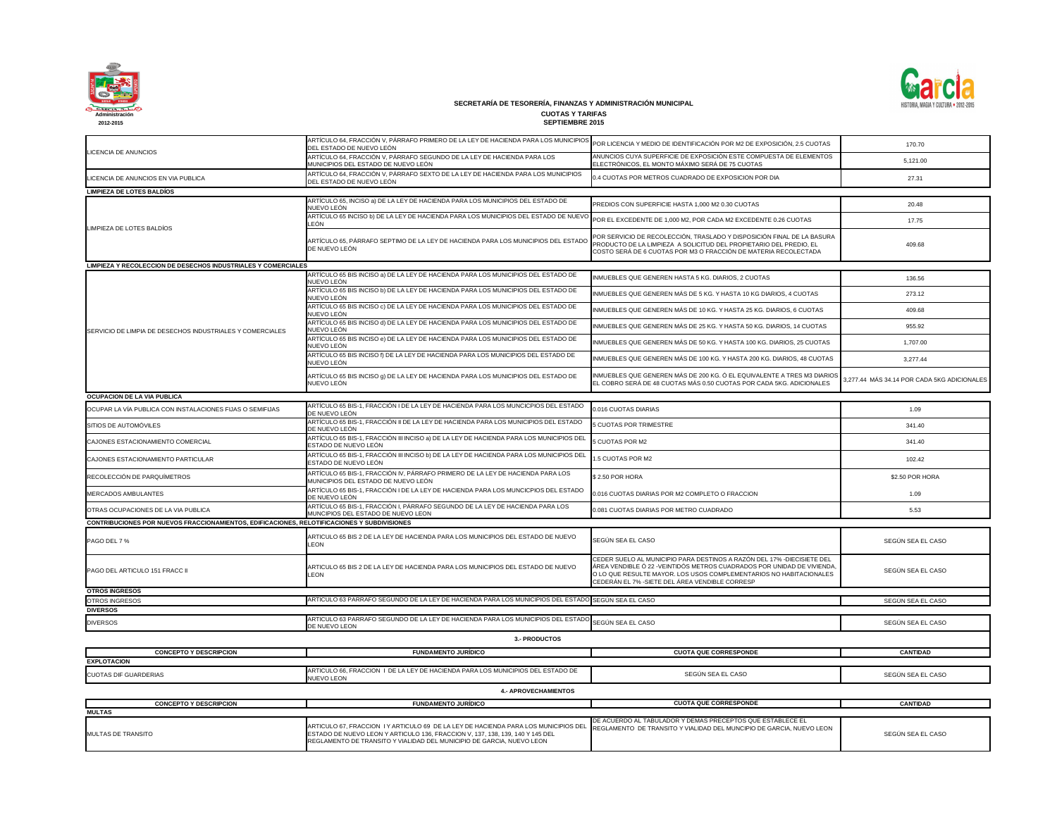**SECRETARÍA DE TESORERÍA, FINANZAS Y ADMINISTRACIÓN MUNICIPAL**

**CUOTAS Y TARIFAS**

**SEPTIEMBRE 2015**

| | | | |
|---|---|---|---|
| LICENCIA DE ANUNCIOS | ARTÍCULO 64, FRACCIÓN V, PÁRRAFO PRIMERO DE LA LEY DE HACIENDA PARA LOS MUNICIPIOS DEL ESTADO DE NUEVO LEÓN | POR LICENCIA Y MEDIO DE IDENTIFICACIÓN POR M2 DE EXPOSICIÓN, 2.5 CUOTAS | 170.70 |
| | ARTÍCULO 64, FRACCIÓN V, PÁRRAFO SEGUNDO DE LA LEY DE HACIENDA PARA LOS MUNICIPIOS DEL ESTADO DE NUEVO LEÓN | ANUNCIOS CUYA SUPERFICIE DE EXPOSICIÓN ESTE COMPUESTA DE ELEMENTOS ELECTRÓNICOS, EL MONTO MÁXIMO SERÁ DE 75 CUOTAS | 5,121.00 |
| LICENCIA DE ANUNCIOS EN VIA PUBLICA | ARTÍCULO 64, FRACCIÓN V, PÁRRAFO SEXTO DE LA LEY DE HACIENDA PARA LOS MUNICIPIOS DEL ESTADO DE NUEVO LEÓN | 0.4 CUOTAS POR METROS CUADRADO DE EXPOSICION POR DIA | 27.31 |
| **LIMPIEZA DE LOTES BALDÍOS** | | | |
| LIMPIEZA DE LOTES BALDÍOS | ARTÍCULO 65, INCISO a) DE LA LEY DE HACIENDA PARA LOS MUNICIPIOS DEL ESTADO DE NUEVO LEÓN | PREDIOS CON SUPERFICIE HASTA 1,000 M2 0.30 CUOTAS | 20.48 |
| | ARTÍCULO 65 INCISO b) DE LA LEY DE HACIENDA PARA LOS MUNICIPIOS DEL ESTADO DE NUEVO LEÓN | POR EL EXCEDENTE DE 1,000 M2, POR CADA M2 EXCEDENTE 0.26 CUOTAS | 17.75 |
| | ARTÍCULO 65, PÁRRAFO SEPTIMO DE LA LEY DE HACIENDA PARA LOS MUNICIPIOS DEL ESTADO DE NUEVO LEÓN | POR SERVICIO DE RECOLECCIÓN, TRASLADO Y DISPOSICIÓN FINAL DE LA BASURA PRODUCTO DE LA LIMPIEZA A SOLICITUD DEL PROPIETARIO DEL PREDIO, EL COSTO SERÁ DE 6 CUOTAS POR M3 O FRACCIÓN DE MATERIA RECOLECTADA | 409.68 |
| **LIMPIEZA Y RECOLECCION DE DESECHOS INDUSTRIALES Y COMERCIALES** | | | |
| SERVICIO DE LIMPIA DE DESECHOS INDUSTRIALES Y COMERCIALES | ARTÍCULO 65 BIS INCISO a) DE LA LEY DE HACIENDA PARA LOS MUNICIPIOS DEL ESTADO DE NUEVO LEÓN | INMUEBLES QUE GENEREN HASTA 5 KG. DIARIOS, 2 CUOTAS | 136.56 |
| | ARTÍCULO 65 BIS INCISO b) DE LA LEY DE HACIENDA PARA LOS MUNICIPIOS DEL ESTADO DE NUEVO LEÓN | INMUEBLES QUE GENEREN MÁS DE 5 KG. Y HASTA 10 KG DIARIOS, 4 CUOTAS | 273.12 |
| | ARTÍCULO 65 BIS INCISO c) DE LA LEY DE HACIENDA PARA LOS MUNICIPIOS DEL ESTADO DE NUEVO LEÓN | INMUEBLES QUE GENEREN MÁS DE 10 KG. Y HASTA 25 KG. DIARIOS, 6 CUOTAS | 409.68 |
| | ARTÍCULO 65 BIS INCISO d) DE LA LEY DE HACIENDA PARA LOS MUNICIPIOS DEL ESTADO DE NUEVO LEÓN | INMUEBLES QUE GENEREN MÁS DE 25 KG. Y HASTA 50 KG. DIARIOS, 14 CUOTAS | 955.92 |
| | ARTÍCULO 65 BIS INCISO e) DE LA LEY DE HACIENDA PARA LOS MUNICIPIOS DEL ESTADO DE NUEVO LEÓN | INMUEBLES QUE GENEREN MÁS DE 50 KG. Y HASTA 100 KG. DIARIOS, 25 CUOTAS | 1,707.00 |
| | ARTÍCULO 65 BIS INCISO f) DE LA LEY DE HACIENDA PARA LOS MUNICIPIOS DEL ESTADO DE NUEVO LEÓN | INMUEBLES QUE GENEREN MÁS DE 100 KG. Y HASTA 200 KG. DIARIOS, 48 CUOTAS | 3,277.44 |
| | ARTÍCULO 65 BIS INCISO g) DE LA LEY DE HACIENDA PARA LOS MUNICIPIOS DEL ESTADO DE NUEVO LEÓN | INMUEBLES QUE GENEREN MÁS DE 200 KG. Ó EL EQUIVALENTE A TRES M3 DIARIOS EL COBRO SERÁ DE 48 CUOTAS MÁS 0.50 CUOTAS POR CADA 5KG. ADICIONALES | 3,277.44 MÁS 34.14 POR CADA 5KG ADICIONALES |
| **OCUPACION DE LA VIA PUBLICA** | | | |
| OCUPAR LA VÍA PUBLICA CON INSTALACIONES FIJAS O SEMIFIJAS | ARTÍCULO 65 BIS-1, FRACCIÓN I DE LA LEY DE HACIENDA PARA LOS MUNICPIOS DEL ESTADO DE NUEVO LEÓN | 0.016 CUOTAS DIARIAS | 1.09 |
| SITIOS DE AUTOMÓVILES | ARTÍCULO 65 BIS-1, FRACCIÓN II DE LA LEY DE HACIENDA PARA LOS MUNICIPIOS DEL ESTADO DE NUEVO LEÓN | 5 CUOTAS POR TRIMESTRE | 341.40 |
| CAJONES ESTACIONAMIENTO COMERCIAL | ARTÍCULO 65 BIS-1, FRACCIÓN III INCISO a) DE LA LEY DE HACIENDA PARA LOS MUNICIPIOS DEL ESTADO DE NUEVO LEÓN | 5 CUOTAS POR M2 | 341.40 |
| CAJONES ESTACIONAMIENTO PARTICULAR | ARTÍCULO 65 BIS-1, FRACCIÓN III INCISO b) DE LA LEY DE HACIENDA PARA LOS MUNICIPIOS DEL ESTADO DE NUEVO LEÓN | 1.5 CUOTAS POR M2 | 102.42 |
| RECOLECCIÓN DE PARQUÍMETROS | ARTÍCULO 65 BIS-1, FRACCIÓN IV, PÁRRAFO PRIMERO DE LA LEY DE HACIENDA PARA LOS MUNICIPIOS DEL ESTADO DE NUEVO LEÓN | $ 2.50 POR HORA | $2.50 POR HORA |
| MERCADOS AMBULANTES | ARTÍCULO 65 BIS-1, FRACCIÓN I DE LA LEY DE HACIENDA PARA LOS MUNICPIOS DEL ESTADO DE NUEVO LEÓN | 0.016 CUOTAS DIARIAS POR M2 COMPLETO O FRACCION | 1.09 |
| OTRAS OCUPACIONES DE LA VIA PUBLICA | ARTÍCULO 65 BIS-1, FRACCIÓN I, PÁRRAFO SEGUNDO DE LA LEY DE HACIENDA PARA LOS MUNCIPIOS DEL ESTADO DE NUEVO LEON | 0.081 CUOTAS DIARIAS POR METRO CUADRADO | 5.53 |
| **CONTRIBUCIONES POR NUEVOS FRACCIONAMIENTOS, EDIFICACIONES, RELOTIFICACIONES Y SUBDIVISIONES** | | | |
| PAGO DEL 7 % | ARTICULO 65 BIS 2 DE LA LEY DE HACIENDA PARA LOS MUNICIPIOS DEL ESTADO DE NUEVO LEON | SEGÚN SEA EL CASO | SEGÚN SEA EL CASO |
| PAGO DEL ARTICULO 151 FRACC II | ARTICULO 65 BIS 2 DE LA LEY DE HACIENDA PARA LOS MUNICIPIOS DEL ESTADO DE NUEVO LEON | CEDER SUELO AL MUNICIPIO PARA DESTINOS A RAZÓN DEL 17% -DIECISIETE DEL ÁREA VENDIBLE Ó 22 -VEINTIDÓS METROS CUADRADOS POR UNIDAD DE VIVIENDA, O LO QUE RESULTE MAYOR. LOS USOS COMPLEMENTARIOS NO HABITACIONALES CEDERÁN EL 7% -SIETE DEL ÁREA VENDIBLE CORRESP | SEGÚN SEA EL CASO |
| **OTROS INGRESOS** | | | |
| OTROS INGRESOS | ARTICULO 63 PARRAFO SEGUNDO DE LA LEY DE HACIENDA PARA LOS MUNICIPIOS DEL ESTADO | SEGÚN SEA EL CASO | SEGÚN SEA EL CASO |
| **DIVERSOS** | | | |
| DIVERSOS | ARTICULO 63 PARRAFO SEGUNDO DE LA LEY DE HACIENDA PARA LOS MUNICIPIOS DEL ESTADO DE NUEVO LEON | SEGÚN SEA EL CASO | SEGÚN SEA EL CASO |

**3.- PRODUCTOS**

| CONCEPTO Y DESCRIPCION | FUNDAMENTO JURÍDICO | CUOTA QUE CORRESPONDE | CANTIDAD |
|---|---|---|---|
| **EXPLOTACION** | | | |
| CUOTAS DIF GUARDERIAS | ARTICULO 66, FRACCION I DE LA LEY DE HACIENDA PARA LOS MUNICIPIOS DEL ESTADO DE NUEVO LEON | SEGÚN SEA EL CASO | SEGÚN SEA EL CASO |

**4.- APROVECHAMIENTOS**

| CONCEPTO Y DESCRIPCION | FUNDAMENTO JURÍDICO | CUOTA QUE CORRESPONDE | CANTIDAD |
|---|---|---|---|
| **MULTAS** | | | |
| MULTAS DE TRANSITO | ARTICULO 67, FRACCION I Y ARTICULO 69 DE LA LEY DE HACIENDA PARA LOS MUNICIPIOS DEL ESTADO DE NUEVO LEON Y ARTICULO 136, FRACCION V, 137, 138, 139, 140 Y 145 DEL REGLAMENTO DE TRANSITO Y VIALIDAD DEL MUNICIPIO DE GARCIA, NUEVO LEON | DE ACUERDO AL TABULADOR Y DEMAS PRECEPTOS QUE ESTABLECE EL REGLAMENTO DE TRANSITO Y VIALIDAD DEL MUNCIPIO DE GARCIA, NUEVO LEON | SEGÚN SEA EL CASO |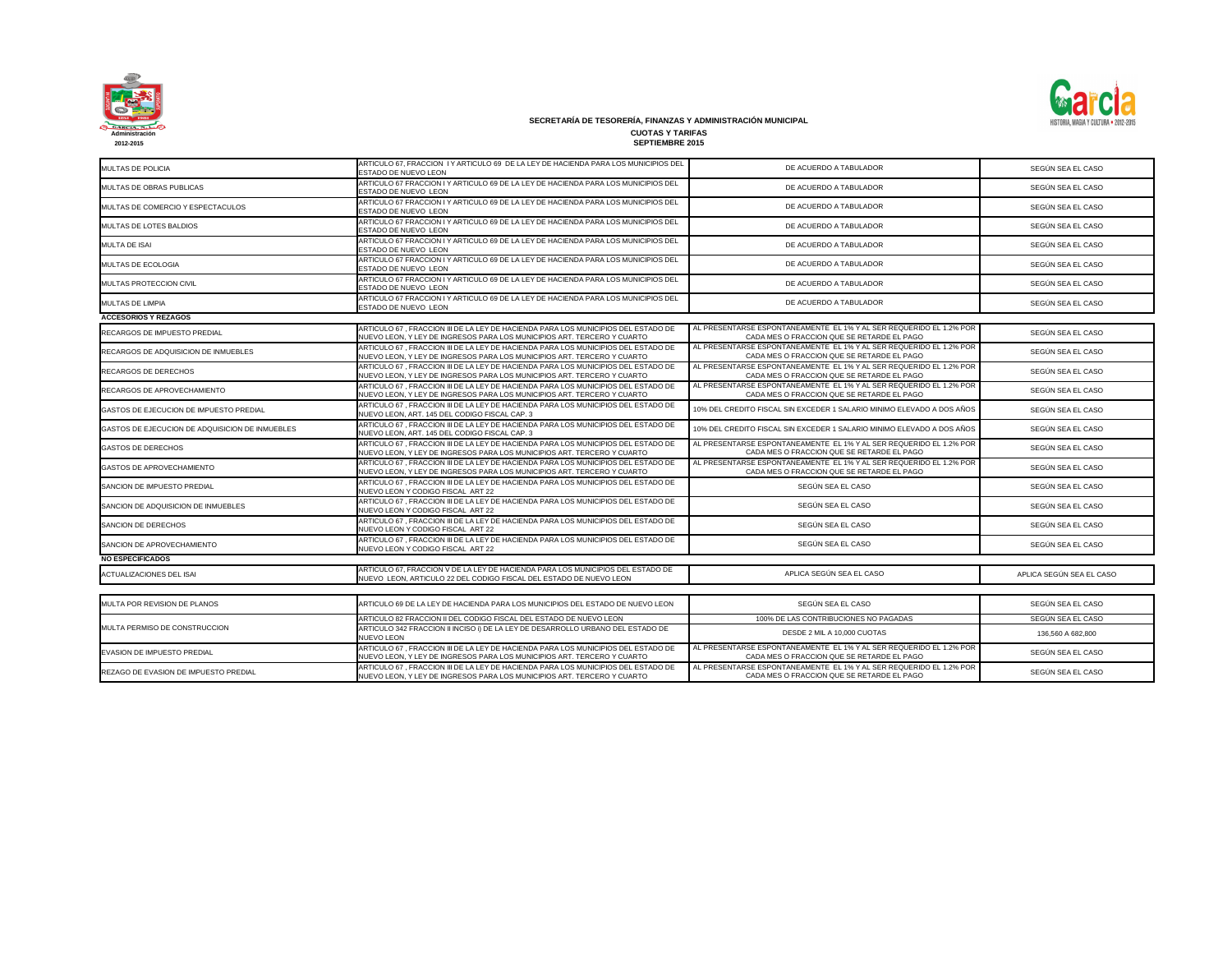**SECRETARÍA DE TESORERÍA, FINANZAS Y ADMINISTRACIÓN MUNICIPAL**

**CUOTAS Y TARIFAS**

**SEPTIEMBRE 2015**

| | | | |
|---|---|---|---|
| MULTAS DE POLICIA | ARTICULO 67, FRACCION I Y ARTICULO 69 DE LA LEY DE HACIENDA PARA LOS MUNICIPIOS DEL ESTADO DE NUEVO LEON | DE ACUERDO A TABULADOR | SEGÚN SEA EL CASO |
| MULTAS DE OBRAS PUBLICAS | ARTICULO 67 FRACCION I Y ARTICULO 69 DE LA LEY DE HACIENDA PARA LOS MUNICIPIOS DEL ESTADO DE NUEVO LEON | DE ACUERDO A TABULADOR | SEGÚN SEA EL CASO |
| MULTAS DE COMERCIO Y ESPECTACULOS | ARTICULO 67 FRACCION I Y ARTICULO 69 DE LA LEY DE HACIENDA PARA LOS MUNICIPIOS DEL ESTADO DE NUEVO LEON | DE ACUERDO A TABULADOR | SEGÚN SEA EL CASO |
| MULTAS DE LOTES BALDIOS | ARTICULO 67 FRACCION I Y ARTICULO 69 DE LA LEY DE HACIENDA PARA LOS MUNICIPIOS DEL ESTADO DE NUEVO LEON | DE ACUERDO A TABULADOR | SEGÚN SEA EL CASO |
| MULTA DE ISAI | ARTICULO 67 FRACCION I Y ARTICULO 69 DE LA LEY DE HACIENDA PARA LOS MUNICIPIOS DEL ESTADO DE NUEVO LEON | DE ACUERDO A TABULADOR | SEGÚN SEA EL CASO |
| MULTAS DE ECOLOGIA | ARTICULO 67 FRACCION I Y ARTICULO 69 DE LA LEY DE HACIENDA PARA LOS MUNICIPIOS DEL ESTADO DE NUEVO LEON | DE ACUERDO A TABULADOR | SEGÚN SEA EL CASO |
| MULTAS PROTECCION CIVIL | ARTICULO 67 FRACCION I Y ARTICULO 69 DE LA LEY DE HACIENDA PARA LOS MUNICIPIOS DEL ESTADO DE NUEVO LEON | DE ACUERDO A TABULADOR | SEGÚN SEA EL CASO |
| MULTAS DE LIMPIA | ARTICULO 67 FRACCION I Y ARTICULO 69 DE LA LEY DE HACIENDA PARA LOS MUNICIPIOS DEL ESTADO DE NUEVO LEON | DE ACUERDO A TABULADOR | SEGÚN SEA EL CASO |
| **ACCESORIOS Y REZAGOS** | | | |
| RECARGOS DE IMPUESTO PREDIAL | ARTICULO 67 , FRACCION III DE LA LEY DE HACIENDA PARA LOS MUNICIPIOS DEL ESTADO DE NUEVO LEON, Y LEY DE INGRESOS PARA LOS MUNICIPIOS ART. TERCERO Y CUARTO | AL PRESENTARSE ESPONTANEAMENTE EL 1% Y AL SER REQUERIDO EL 1.2% POR CADA MES O FRACCION QUE SE RETARDE EL PAGO | SEGÚN SEA EL CASO |
| RECARGOS DE ADQUISICION DE INMUEBLES | ARTICULO 67 , FRACCION III DE LA LEY DE HACIENDA PARA LOS MUNICIPIOS DEL ESTADO DE NUEVO LEON, Y LEY DE INGRESOS PARA LOS MUNICIPIOS ART. TERCERO Y CUARTO | AL PRESENTARSE ESPONTANEAMENTE EL 1% Y AL SER REQUERIDO EL 1.2% POR CADA MES O FRACCION QUE SE RETARDE EL PAGO | SEGÚN SEA EL CASO |
| RECARGOS DE DERECHOS | ARTICULO 67 , FRACCION III DE LA LEY DE HACIENDA PARA LOS MUNICIPIOS DEL ESTADO DE NUEVO LEON, Y LEY DE INGRESOS PARA LOS MUNICIPIOS ART. TERCERO Y CUARTO | AL PRESENTARSE ESPONTANEAMENTE EL 1% Y AL SER REQUERIDO EL 1.2% POR CADA MES O FRACCION QUE SE RETARDE EL PAGO | SEGÚN SEA EL CASO |
| RECARGOS DE APROVECHAMIENTO | ARTICULO 67 , FRACCION III DE LA LEY DE HACIENDA PARA LOS MUNICIPIOS DEL ESTADO DE NUEVO LEON, Y LEY DE INGRESOS PARA LOS MUNICIPIOS ART. TERCERO Y CUARTO | AL PRESENTARSE ESPONTANEAMENTE EL 1% Y AL SER REQUERIDO EL 1.2% POR CADA MES O FRACCION QUE SE RETARDE EL PAGO | SEGÚN SEA EL CASO |
| GASTOS DE EJECUCION DE IMPUESTO PREDIAL | ARTICULO 67 , FRACCION III DE LA LEY DE HACIENDA PARA LOS MUNICIPIOS DEL ESTADO DE NUEVO LEON, ART. 145 DEL CODIGO FISCAL CAP. 3 | 10% DEL CREDITO FISCAL SIN EXCEDER 1 SALARIO MINIMO ELEVADO A DOS AÑOS | SEGÚN SEA EL CASO |
| GASTOS DE EJECUCION DE ADQUISICION DE INMUEBLES | ARTICULO 67 , FRACCION III DE LA LEY DE HACIENDA PARA LOS MUNICIPIOS DEL ESTADO DE NUEVO LEON, ART. 145 DEL CODIGO FISCAL CAP. 3 | 10% DEL CREDITO FISCAL SIN EXCEDER 1 SALARIO MINIMO ELEVADO A DOS AÑOS | SEGÚN SEA EL CASO |
| GASTOS DE DERECHOS | ARTICULO 67 , FRACCION III DE LA LEY DE HACIENDA PARA LOS MUNICIPIOS DEL ESTADO DE NUEVO LEON, Y LEY DE INGRESOS PARA LOS MUNICIPIOS ART. TERCERO Y CUARTO | AL PRESENTARSE ESPONTANEAMENTE EL 1% Y AL SER REQUERIDO EL 1.2% POR CADA MES O FRACCION QUE SE RETARDE EL PAGO | SEGÚN SEA EL CASO |
| GASTOS DE APROVECHAMIENTO | ARTICULO 67 , FRACCION III DE LA LEY DE HACIENDA PARA LOS MUNICIPIOS DEL ESTADO DE NUEVO LEON, Y LEY DE INGRESOS PARA LOS MUNICIPIOS ART. TERCERO Y CUARTO | AL PRESENTARSE ESPONTANEAMENTE EL 1% Y AL SER REQUERIDO EL 1.2% POR CADA MES O FRACCION QUE SE RETARDE EL PAGO | SEGÚN SEA EL CASO |
| SANCION DE IMPUESTO PREDIAL | ARTICULO 67 , FRACCION III DE LA LEY DE HACIENDA PARA LOS MUNICIPIOS DEL ESTADO DE NUEVO LEON Y CODIGO FISCAL ART 22 | SEGÚN SEA EL CASO | SEGÚN SEA EL CASO |
| SANCION DE ADQUISICION DE INMUEBLES | ARTICULO 67 , FRACCION III DE LA LEY DE HACIENDA PARA LOS MUNICIPIOS DEL ESTADO DE NUEVO LEON Y CODIGO FISCAL ART 22 | SEGÚN SEA EL CASO | SEGÚN SEA EL CASO |
| SANCION DE DERECHOS | ARTICULO 67 , FRACCION III DE LA LEY DE HACIENDA PARA LOS MUNICIPIOS DEL ESTADO DE NUEVO LEON Y CODIGO FISCAL ART 22 | SEGÚN SEA EL CASO | SEGÚN SEA EL CASO |
| SANCION DE APROVECHAMIENTO | ARTICULO 67 , FRACCION III DE LA LEY DE HACIENDA PARA LOS MUNICIPIOS DEL ESTADO DE NUEVO LEON Y CODIGO FISCAL ART 22 | SEGÚN SEA EL CASO | SEGÚN SEA EL CASO |
| **NO ESPECIFICADOS** | | | |
| ACTUALIZACIONES DEL ISAI | ARTICULO 67, FRACCION V DE LA LEY DE HACIENDA PARA LOS MUNICIPIOS DEL ESTADO DE NUEVO LEON, ARTICULO 22 DEL CODIGO FISCAL DEL ESTADO DE NUEVO LEON | APLICA SEGÚN SEA EL CASO | APLICA SEGÚN SEA EL CASO |

| | | | |
|---|---|---|---|
| MULTA POR REVISION DE PLANOS | ARTICULO 69 DE LA LEY DE HACIENDA PARA LOS MUNICIPIOS DEL ESTADO DE NUEVO LEON | SEGÚN SEA EL CASO | SEGÚN SEA EL CASO |
| MULTA PERMISO DE CONSTRUCCION | ARTICULO 82 FRACCION II DEL CODIGO FISCAL DEL ESTADO DE NUEVO LEON | 100% DE LAS CONTRIBUCIONES NO PAGADAS | SEGÚN SEA EL CASO |
| | ARTICULO 342 FRACCION II INCISO i) DE LA LEY DE DESARROLLO URBANO DEL ESTADO DE NUEVO LEON | DESDE 2 MIL A 10,000 CUOTAS | 136,560 A 682,800 |
| EVASION DE IMPUESTO PREDIAL | ARTICULO 67 , FRACCION III DE LA LEY DE HACIENDA PARA LOS MUNICIPIOS DEL ESTADO DE NUEVO LEON, Y LEY DE INGRESOS PARA LOS MUNICIPIOS ART. TERCERO Y CUARTO | AL PRESENTARSE ESPONTANEAMENTE EL 1% Y AL SER REQUERIDO EL 1.2% POR CADA MES O FRACCION QUE SE RETARDE EL PAGO | SEGÚN SEA EL CASO |
| REZAGO DE EVASION DE IMPUESTO PREDIAL | ARTICULO 67 , FRACCION III DE LA LEY DE HACIENDA PARA LOS MUNICIPIOS DEL ESTADO DE NUEVO LEON, Y LEY DE INGRESOS PARA LOS MUNICIPIOS ART. TERCERO Y CUARTO | AL PRESENTARSE ESPONTANEAMENTE EL 1% Y AL SER REQUERIDO EL 1.2% POR CADA MES O FRACCION QUE SE RETARDE EL PAGO | SEGÚN SEA EL CASO |